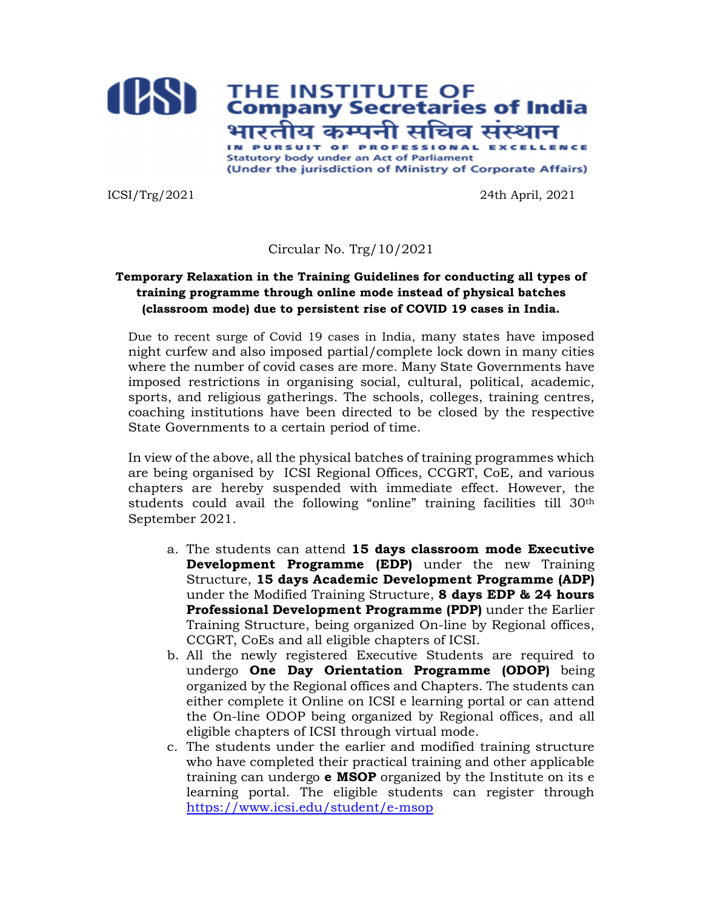# THE INSTITUTE OF Company Secretaries of India

भारतीय कम्पनी सचिव संस्थान

IN PURSUIT OF PROFESSIONAL EXCELLENCE

Statutory body under an Act of Parliament

(Under the jurisdiction of Ministry of Corporate Affairs)

ICSI/Trg/2021 24th April, 2021

Circular No. Trg/10/2021

**Temporary Relaxation in the Training Guidelines for conducting all types of training programme through online mode instead of physical batches (classroom mode) due to persistent rise of COVID 19 cases in India.**

Due to recent surge of Covid 19 cases in India, many states have imposed night curfew and also imposed partial/complete lock down in many cities where the number of covid cases are more. Many State Governments have imposed restrictions in organising social, cultural, political, academic, sports, and religious gatherings. The schools, colleges, training centres, coaching institutions have been directed to be closed by the respective State Governments to a certain period of time.

In view of the above, all the physical batches of training programmes which are being organised by ICSI Regional Offices, CCGRT, CoE, and various chapters are hereby suspended with immediate effect. However, the students could avail the following "online" training facilities till 30th September 2021.

a. The students can attend **15 days classroom mode Executive Development Programme (EDP)** under the new Training Structure, **15 days Academic Development Programme (ADP)** under the Modified Training Structure, **8 days EDP & 24 hours Professional Development Programme (PDP)** under the Earlier Training Structure, being organized On-line by Regional offices, CCGRT, CoEs and all eligible chapters of ICSI.

b. All the newly registered Executive Students are required to undergo **One Day Orientation Programme (ODOP)** being organized by the Regional offices and Chapters. The students can either complete it Online on ICSI e learning portal or can attend the On-line ODOP being organized by Regional offices, and all eligible chapters of ICSI through virtual mode.

c. The students under the earlier and modified training structure who have completed their practical training and other applicable training can undergo **e MSOP** organized by the Institute on its e learning portal. The eligible students can register through https://www.icsi.edu/student/e-msop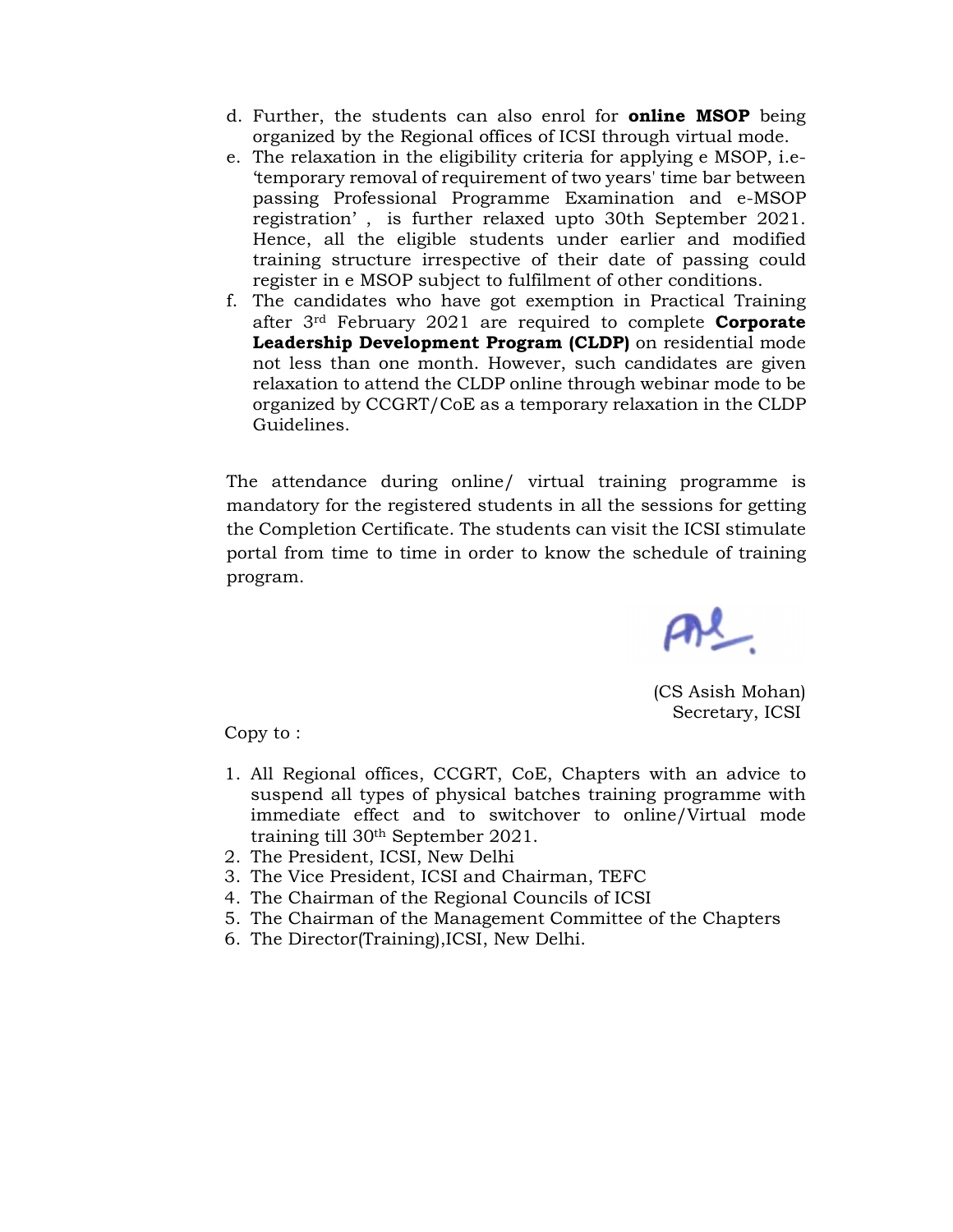d. Further, the students can also enrol for **online MSOP** being organized by the Regional offices of ICSI through virtual mode.

e. The relaxation in the eligibility criteria for applying e MSOP, i.e- 'temporary removal of requirement of two years' time bar between passing Professional Programme Examination and e-MSOP registration' , is further relaxed upto 30th September 2021. Hence, all the eligible students under earlier and modified training structure irrespective of their date of passing could register in e MSOP subject to fulfilment of other conditions.

f. The candidates who have got exemption in Practical Training after 3rd February 2021 are required to complete **Corporate Leadership Development Program (CLDP)** on residential mode not less than one month. However, such candidates are given relaxation to attend the CLDP online through webinar mode to be organized by CCGRT/CoE as a temporary relaxation in the CLDP Guidelines.

The attendance during online/ virtual training programme is mandatory for the registered students in all the sessions for getting the Completion Certificate. The students can visit the ICSI stimulate portal from time to time in order to know the schedule of training program.

(CS Asish Mohan)
Secretary, ICSI

Copy to :

1. All Regional offices, CCGRT, CoE, Chapters with an advice to suspend all types of physical batches training programme with immediate effect and to switchover to online/Virtual mode training till 30th September 2021.
2. The President, ICSI, New Delhi
3. The Vice President, ICSI and Chairman, TEFC
4. The Chairman of the Regional Councils of ICSI
5. The Chairman of the Management Committee of the Chapters
6. The Director(Training),ICSI, New Delhi.